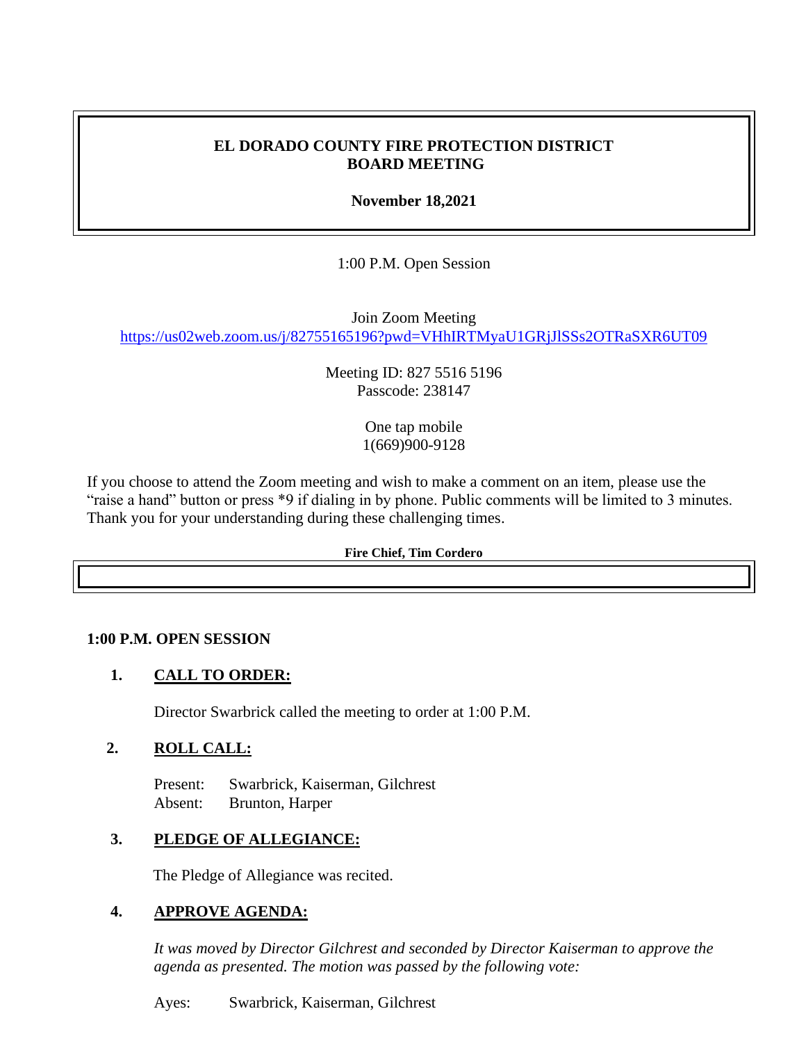# EL DORADO COUNTY FIRE PROTECTION DISTRICT BOARD MEETING

**November 18,2021**

1:00 P.M. Open Session

Join Zoom Meeting
https://us02web.zoom.us/j/82755165196?pwd=VHhIRTMyaU1GRjJlSSs2OTRaSXR6UT09

Meeting ID: 827 5516 5196
Passcode: 238147

One tap mobile
1(669)900-9128

If you choose to attend the Zoom meeting and wish to make a comment on an item, please use the "raise a hand" button or press *9 if dialing in by phone. Public comments will be limited to 3 minutes. Thank you for your understanding during these challenging times.

**Fire Chief, Tim Cordero**

**1:00 P.M. OPEN SESSION**

1. **CALL TO ORDER:**

   Director Swarbrick called the meeting to order at 1:00 P.M.

2. **ROLL CALL:**

   Present: Swarbrick, Kaiserman, Gilchrest
   Absent: Brunton, Harper

3. **PLEDGE OF ALLEGIANCE:**

   The Pledge of Allegiance was recited.

4. **APPROVE AGENDA:**

   *It was moved by Director Gilchrest and seconded by Director Kaiserman to approve the agenda as presented. The motion was passed by the following vote:*

   Ayes: Swarbrick, Kaiserman, Gilchrest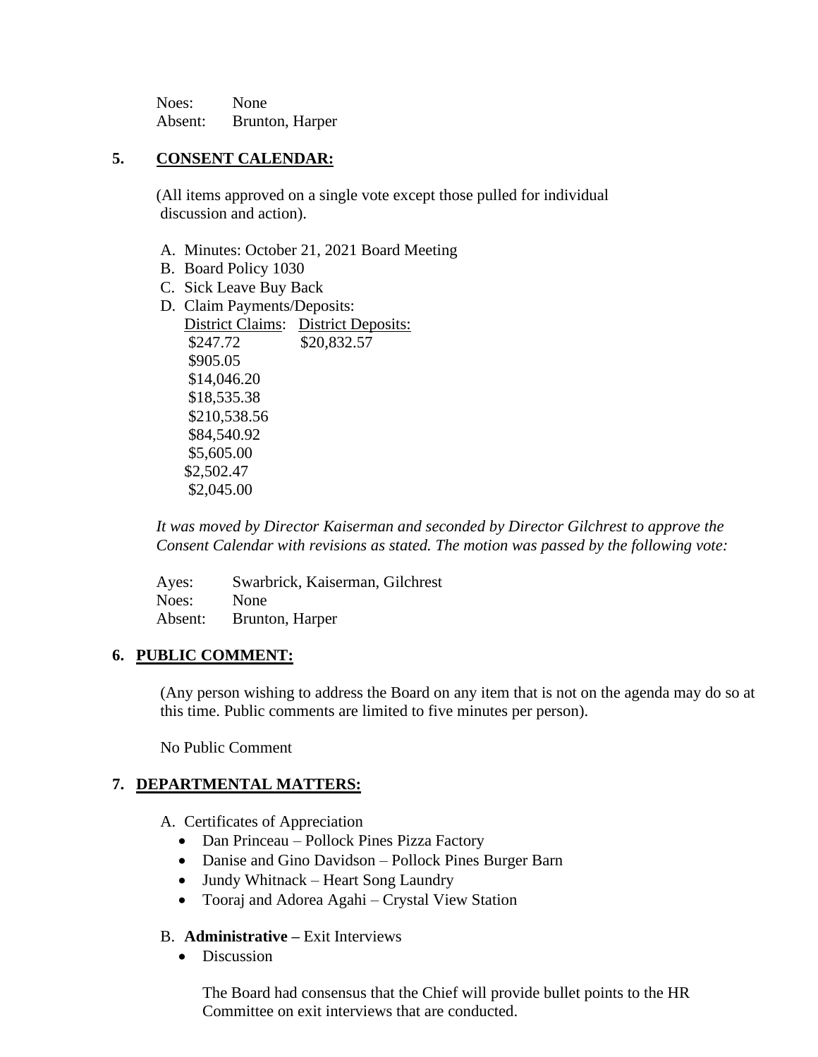Noes: None
Absent: Brunton, Harper

## 5. CONSENT CALENDAR:

(All items approved on a single vote except those pulled for individual discussion and action).

A. Minutes: October 21, 2021 Board Meeting
B. Board Policy 1030
C. Sick Leave Buy Back
D. Claim Payments/Deposits:

| District Claims: | District Deposits: |
|---|---|
| $247.72 | $20,832.57 |
| $905.05 | |
| $14,046.20 | |
| $18,535.38 | |
| $210,538.56 | |
| $84,540.92 | |
| $5,605.00 | |
| $2,502.47 | |
| $2,045.00 | |

*It was moved by Director Kaiserman and seconded by Director Gilchrest to approve the Consent Calendar with revisions as stated. The motion was passed by the following vote:*

Ayes: Swarbrick, Kaiserman, Gilchrest
Noes: None
Absent: Brunton, Harper

## 6. PUBLIC COMMENT:

(Any person wishing to address the Board on any item that is not on the agenda may do so at this time. Public comments are limited to five minutes per person).

No Public Comment

## 7. DEPARTMENTAL MATTERS:

A. Certificates of Appreciation
- Dan Princeau – Pollock Pines Pizza Factory
- Danise and Gino Davidson – Pollock Pines Burger Barn
- Jundy Whitnack – Heart Song Laundry
- Tooraj and Adorea Agahi – Crystal View Station

B. **Administrative –** Exit Interviews
- Discussion

  The Board had consensus that the Chief will provide bullet points to the HR Committee on exit interviews that are conducted.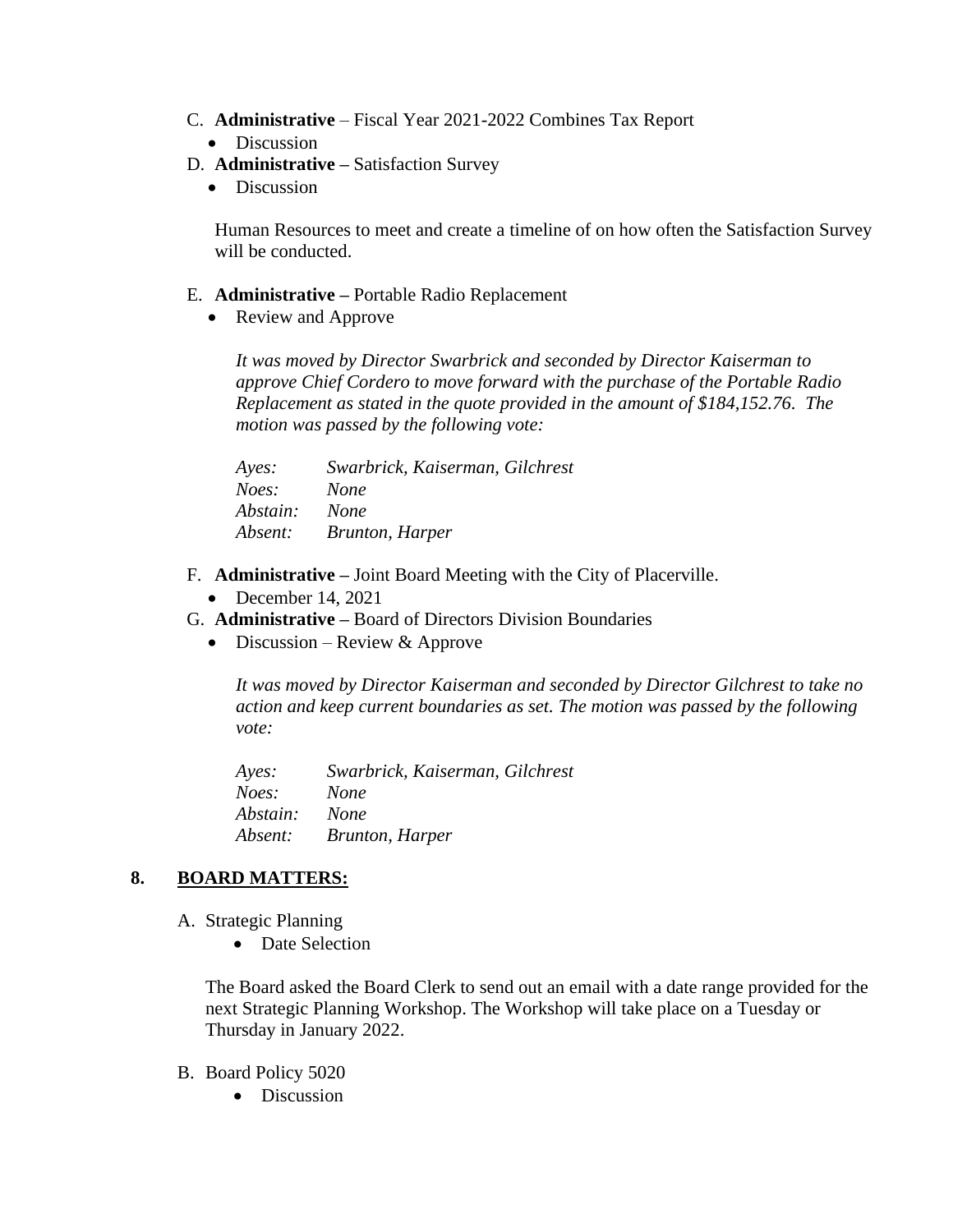C. **Administrative** – Fiscal Year 2021-2022 Combines Tax Report
   - Discussion

D. **Administrative –** Satisfaction Survey
   - Discussion

   Human Resources to meet and create a timeline of on how often the Satisfaction Survey will be conducted.

E. **Administrative –** Portable Radio Replacement
   - Review and Approve

   *It was moved by Director Swarbrick and seconded by Director Kaiserman to approve Chief Cordero to move forward with the purchase of the Portable Radio Replacement as stated in the quote provided in the amount of $184,152.76. The motion was passed by the following vote:*

   *Ayes:* *Swarbrick, Kaiserman, Gilchrest*
   *Noes:* *None*
   *Abstain:* *None*
   *Absent:* *Brunton, Harper*

F. **Administrative –** Joint Board Meeting with the City of Placerville.
   - December 14, 2021

G. **Administrative –** Board of Directors Division Boundaries
   - Discussion – Review & Approve

   *It was moved by Director Kaiserman and seconded by Director Gilchrest to take no action and keep current boundaries as set. The motion was passed by the following vote:*

   *Ayes:* *Swarbrick, Kaiserman, Gilchrest*
   *Noes:* *None*
   *Abstain:* *None*
   *Absent:* *Brunton, Harper*

## 8. BOARD MATTERS:

A. Strategic Planning
   - Date Selection

   The Board asked the Board Clerk to send out an email with a date range provided for the next Strategic Planning Workshop. The Workshop will take place on a Tuesday or Thursday in January 2022.

B. Board Policy 5020
   - Discussion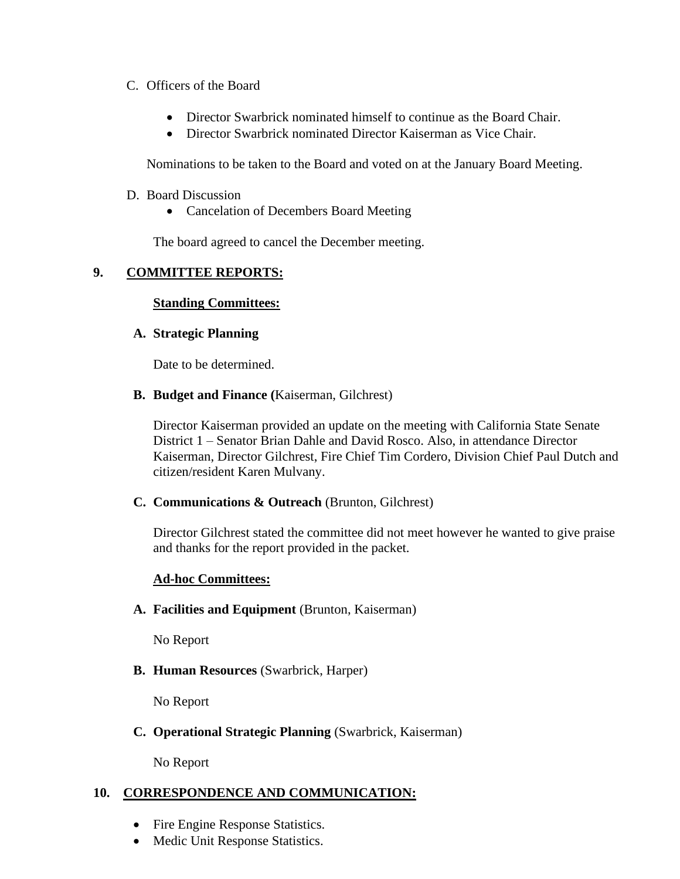C. Officers of the Board

- Director Swarbrick nominated himself to continue as the Board Chair.
- Director Swarbrick nominated Director Kaiserman as Vice Chair.

Nominations to be taken to the Board and voted on at the January Board Meeting.

D. Board Discussion

- Cancelation of Decembers Board Meeting

The board agreed to cancel the December meeting.

## 9. COMMITTEE REPORTS:

### Standing Committees:

**A. Strategic Planning**

Date to be determined.

**B. Budget and Finance (**Kaiserman, Gilchrest)

Director Kaiserman provided an update on the meeting with California State Senate District 1 – Senator Brian Dahle and David Rosco. Also, in attendance Director Kaiserman, Director Gilchrest, Fire Chief Tim Cordero, Division Chief Paul Dutch and citizen/resident Karen Mulvany.

**C. Communications & Outreach** (Brunton, Gilchrest)

Director Gilchrest stated the committee did not meet however he wanted to give praise and thanks for the report provided in the packet.

### Ad-hoc Committees:

**A. Facilities and Equipment** (Brunton, Kaiserman)

No Report

**B. Human Resources** (Swarbrick, Harper)

No Report

**C. Operational Strategic Planning** (Swarbrick, Kaiserman)

No Report

## 10. CORRESPONDENCE AND COMMUNICATION:

- Fire Engine Response Statistics.
- Medic Unit Response Statistics.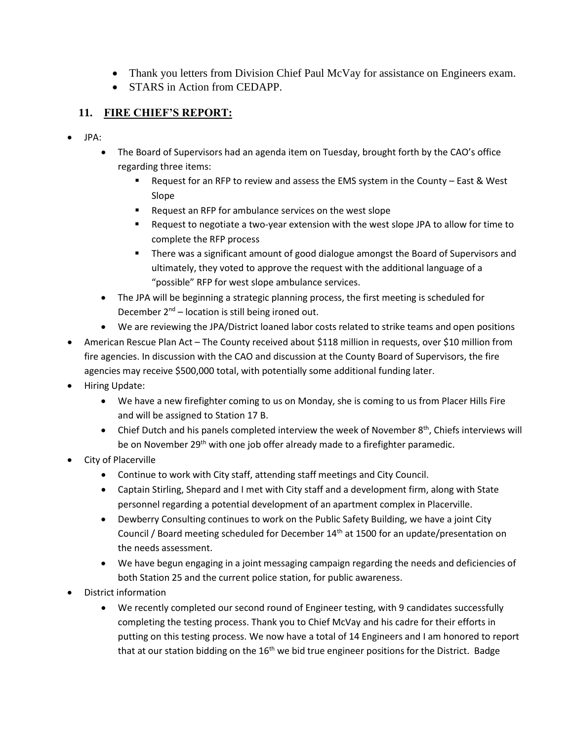- Thank you letters from Division Chief Paul McVay for assistance on Engineers exam.
- STARS in Action from CEDAPP.

## 11. FIRE CHIEF'S REPORT:

- JPA:
  - The Board of Supervisors had an agenda item on Tuesday, brought forth by the CAO's office regarding three items:
    - Request for an RFP to review and assess the EMS system in the County – East & West Slope
    - Request an RFP for ambulance services on the west slope
    - Request to negotiate a two-year extension with the west slope JPA to allow for time to complete the RFP process
    - There was a significant amount of good dialogue amongst the Board of Supervisors and ultimately, they voted to approve the request with the additional language of a "possible" RFP for west slope ambulance services.
  - The JPA will be beginning a strategic planning process, the first meeting is scheduled for December 2nd – location is still being ironed out.
  - We are reviewing the JPA/District loaned labor costs related to strike teams and open positions
- American Rescue Plan Act – The County received about $118 million in requests, over $10 million from fire agencies. In discussion with the CAO and discussion at the County Board of Supervisors, the fire agencies may receive $500,000 total, with potentially some additional funding later.
- Hiring Update:
  - We have a new firefighter coming to us on Monday, she is coming to us from Placer Hills Fire and will be assigned to Station 17 B.
  - Chief Dutch and his panels completed interview the week of November 8th, Chiefs interviews will be on November 29th with one job offer already made to a firefighter paramedic.
- City of Placerville
  - Continue to work with City staff, attending staff meetings and City Council.
  - Captain Stirling, Shepard and I met with City staff and a development firm, along with State personnel regarding a potential development of an apartment complex in Placerville.
  - Dewberry Consulting continues to work on the Public Safety Building, we have a joint City Council / Board meeting scheduled for December 14th at 1500 for an update/presentation on the needs assessment.
  - We have begun engaging in a joint messaging campaign regarding the needs and deficiencies of both Station 25 and the current police station, for public awareness.
- District information
  - We recently completed our second round of Engineer testing, with 9 candidates successfully completing the testing process. Thank you to Chief McVay and his cadre for their efforts in putting on this testing process. We now have a total of 14 Engineers and I am honored to report that at our station bidding on the 16th we bid true engineer positions for the District. Badge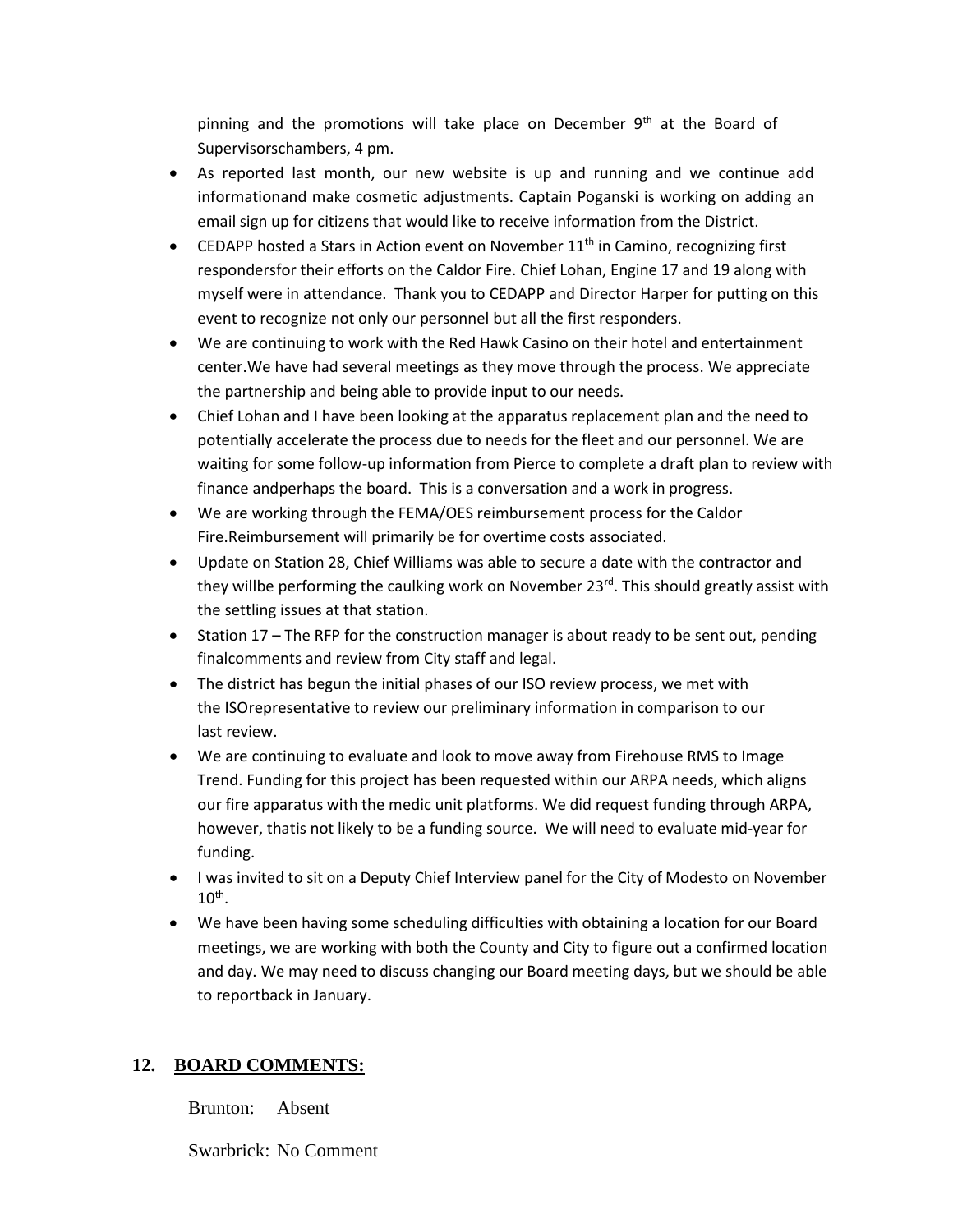pinning and the promotions will take place on December 9th at the Board of Supervisorschambers, 4 pm.

- As reported last month, our new website is up and running and we continue add informationand make cosmetic adjustments. Captain Poganski is working on adding an email sign up for citizens that would like to receive information from the District.
- CEDAPP hosted a Stars in Action event on November 11th in Camino, recognizing first respondersfor their efforts on the Caldor Fire. Chief Lohan, Engine 17 and 19 along with myself were in attendance. Thank you to CEDAPP and Director Harper for putting on this event to recognize not only our personnel but all the first responders.
- We are continuing to work with the Red Hawk Casino on their hotel and entertainment center.We have had several meetings as they move through the process. We appreciate the partnership and being able to provide input to our needs.
- Chief Lohan and I have been looking at the apparatus replacement plan and the need to potentially accelerate the process due to needs for the fleet and our personnel. We are waiting for some follow-up information from Pierce to complete a draft plan to review with finance andperhaps the board. This is a conversation and a work in progress.
- We are working through the FEMA/OES reimbursement process for the Caldor Fire.Reimbursement will primarily be for overtime costs associated.
- Update on Station 28, Chief Williams was able to secure a date with the contractor and they willbe performing the caulking work on November 23rd. This should greatly assist with the settling issues at that station.
- Station 17 – The RFP for the construction manager is about ready to be sent out, pending finalcomments and review from City staff and legal.
- The district has begun the initial phases of our ISO review process, we met with the ISOrepresentative to review our preliminary information in comparison to our last review.
- We are continuing to evaluate and look to move away from Firehouse RMS to Image Trend. Funding for this project has been requested within our ARPA needs, which aligns our fire apparatus with the medic unit platforms. We did request funding through ARPA, however, thatis not likely to be a funding source. We will need to evaluate mid-year for funding.
- I was invited to sit on a Deputy Chief Interview panel for the City of Modesto on November 10th.
- We have been having some scheduling difficulties with obtaining a location for our Board meetings, we are working with both the County and City to figure out a confirmed location and day. We may need to discuss changing our Board meeting days, but we should be able to reportback in January.

## 12. BOARD COMMENTS:

Brunton: Absent

Swarbrick: No Comment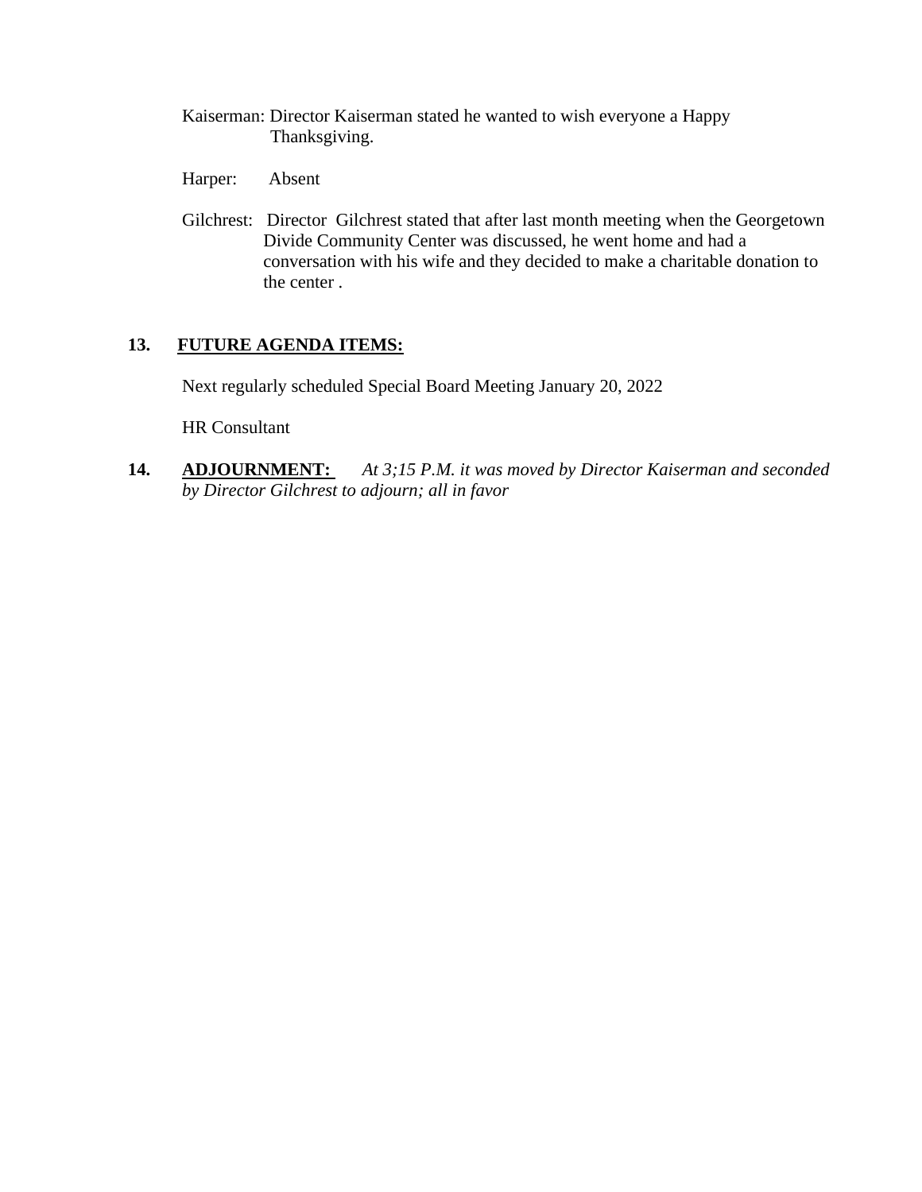Kaiserman: Director Kaiserman stated he wanted to wish everyone a Happy Thanksgiving.

Harper: Absent

Gilchrest: Director Gilchrest stated that after last month meeting when the Georgetown Divide Community Center was discussed, he went home and had a conversation with his wife and they decided to make a charitable donation to the center .

**13. <u>FUTURE AGENDA ITEMS:</u>**

Next regularly scheduled Special Board Meeting January 20, 2022

HR Consultant

**14. <u>ADJOURNMENT:</u>** *At 3;15 P.M. it was moved by Director Kaiserman and seconded by Director Gilchrest to adjourn; all in favor*